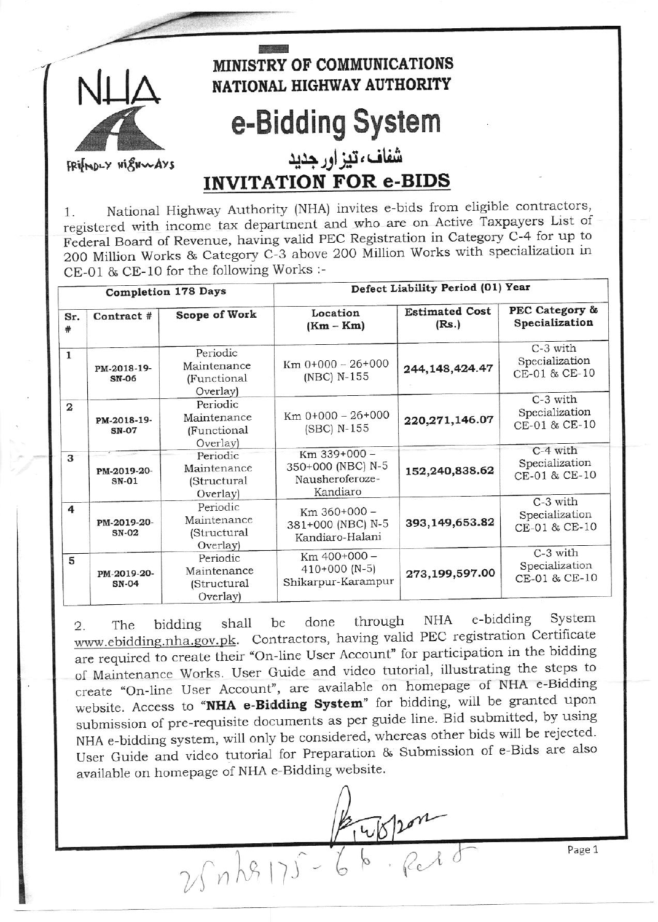NHA

FRIENDLY HIGHWAYS

# MINISTRY OF COMMUNICATIONS
# NATIONAL HIGHWAY AUTHORITY

# e-Bidding System

شفاف، تیز اور جدید

## INVITATION FOR e-BIDS

1. National Highway Authority (NHA) invites e-bids from eligible contractors, registered with income tax department and who are on Active Taxpayers List of Federal Board of Revenue, having valid PEC Registration in Category C-4 for up to 200 Million Works & Category C-3 above 200 Million Works with specialization in CE-01 & CE-10 for the following Works :-

| Completion 178 Days | | | Defect Liability Period (01) Year | | |
|---|---|---|---|---|---|
| **Sr. #** | **Contract #** | **Scope of Work** | **Location (Km – Km)** | **Estimated Cost (Rs.)** | **PEC Category & Specialization** |
| 1 | PM-2018-19-SN-06 | Periodic Maintenance (Functional Overlay) | Km 0+000 – 26+000 (NBC) N-155 | **244,148,424.47** | C-3 with Specialization CE-01 & CE-10 |
| 2 | PM-2018-19-SN-07 | Periodic Maintenance (Functional Overlay) | Km 0+000 – 26+000 (SBC) N-155 | **220,271,146.07** | C-3 with Specialization CE-01 & CE-10 |
| 3 | PM-2019-20-SN-01 | Periodic Maintenance (Structural Overlay) | Km 339+000 – 350+000 (NBC) N-5 Nausheroferoze-Kandiaro | **152,240,838.62** | C-4 with Specialization CE-01 & CE-10 |
| 4 | PM-2019-20-SN-02 | Periodic Maintenance (Structural Overlay) | Km 360+000 – 381+000 (NBC) N-5 Kandiaro-Halani | **393,149,653.82** | C-3 with Specialization CE-01 & CE-10 |
| 5 | PM-2019-20-SN-04 | Periodic Maintenance (Structural Overlay) | Km 400+000 – 410+000 (N-5) Shikarpur-Karampur | **273,199,597.00** | C-3 with Specialization CE-01 & CE-10 |

2. The bidding shall be done through NHA e-bidding System www.ebidding.nha.gov.pk. Contractors, having valid PEC registration Certificate are required to create their "On-line User Account" for participation in the bidding of Maintenance Works. User Guide and video tutorial, illustrating the steps to create "On-line User Account", are available on homepage of NHA e-Bidding website. Access to "**NHA e-Bidding System**" for bidding, will be granted upon submission of pre-requisite documents as per guide line. Bid submitted, by using NHA e-bidding system, will only be considered, whereas other bids will be rejected. User Guide and video tutorial for Preparation & Submission of e-Bids are also available on homepage of NHA e-Bidding website.

14/8/2019

25nh8175-6b. Rel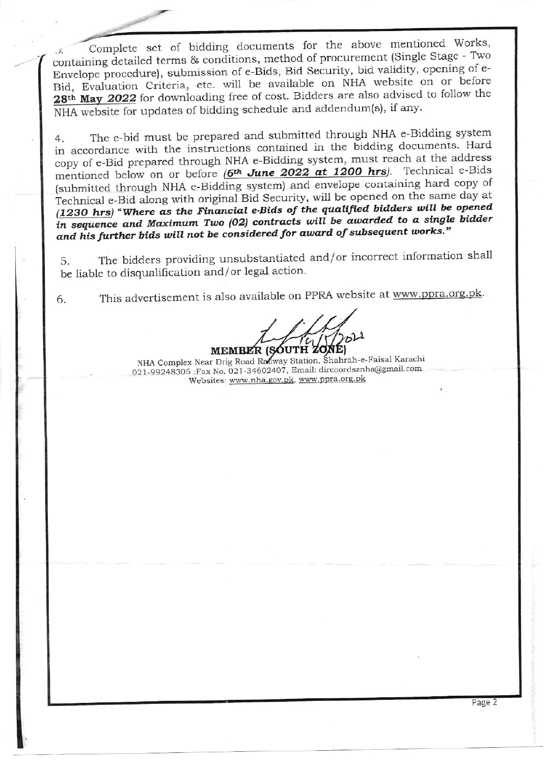3. Complete set of bidding documents for the above mentioned Works, containing detailed terms & conditions, method of procurement (Single Stage - Two Envelope procedure), submission of e-Bids, Bid Security, bid validity, opening of e-Bid, Evaluation Criteria, etc. will be available on NHA website on or before **28th May 2022** for downloading free of cost. Bidders are also advised to follow the NHA website for updates of bidding schedule and addendum(s), if any.

4. The e-bid must be prepared and submitted through NHA e-Bidding system in accordance with the instructions contained in the bidding documents. Hard copy of e-Bid prepared through NHA e-Bidding system, must reach at the address mentioned below on or before ***(6th June 2022 at 1200 hrs)***. Technical e-Bids (submitted through NHA e-Bidding system) and envelope containing hard copy of Technical e-Bid along with original Bid Security, will be opened on the same day at ***(1230 hrs)*** ***"Where as the Financial e-Bids of the qualified bidders will be opened in sequence and Maximum Two (02) contracts will be awarded to a single bidder and his further bids will not be considered for award of subsequent works."***

5. The bidders providing unsubstantiated and/or incorrect information shall be liable to disqualification and/or legal action.

6. This advertisement is also available on PPRA website at www.ppra.org.pk.

14/5/2022

**MEMBER (SOUTH ZONE)**

NHA Complex Near Drig Road Railway Station, Shahrah-e-Faisal Karachi
021-99248305 :Fax No. 021-34602407, Email: dircoordsznha@gmail.com
Websites: www.nha.gov.pk, www.ppra.org.pk